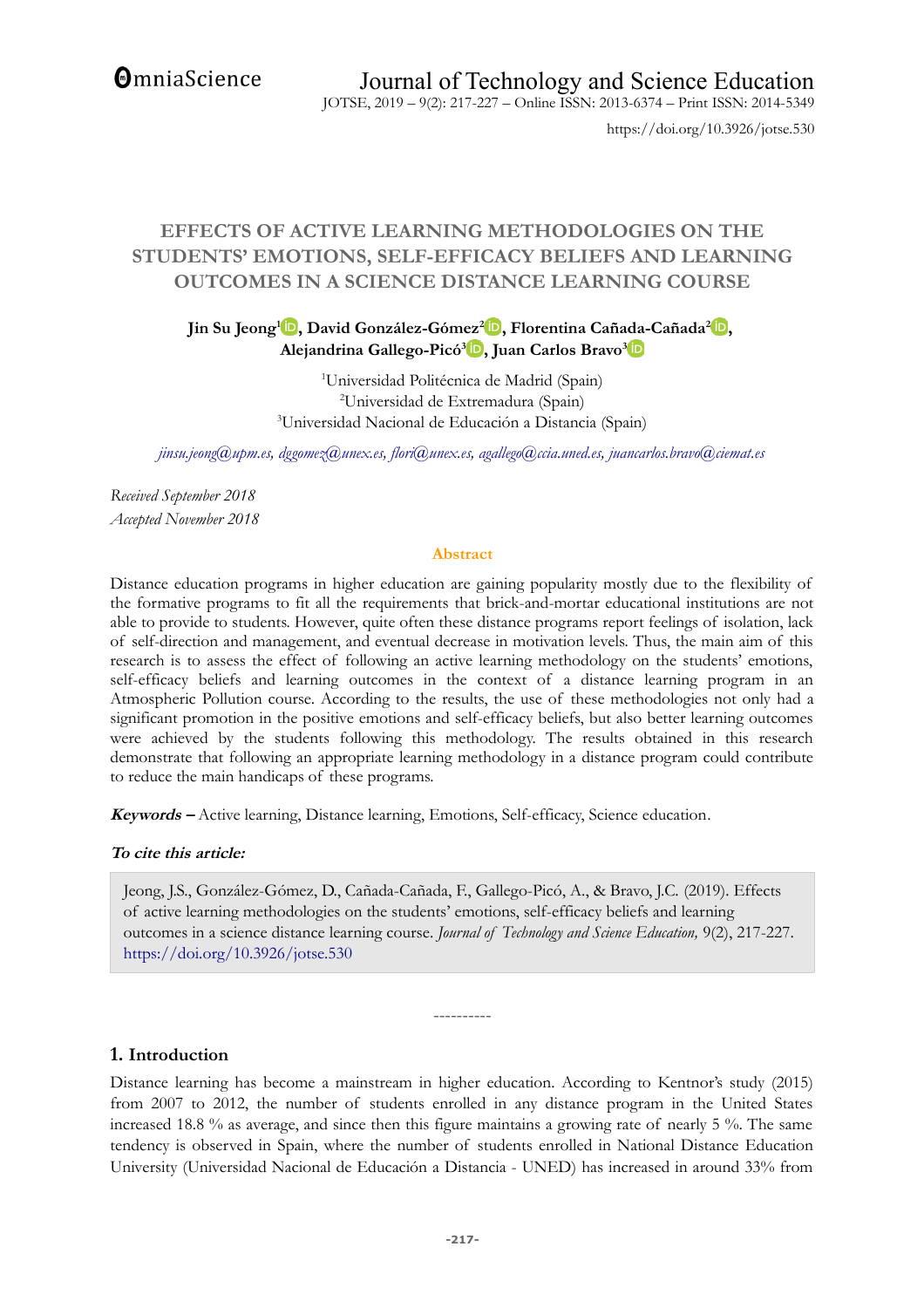# EFFECTS OF ACTIVE LEARNING METHODOLOGIES ON THE STUDENTS' EMOTIONS, SELF-EFFICACY BELIEFS AND LEARNING OUTCOMES IN A SCIENCE DISTANCE LEARNING COURSE

**Jin Su Jeong[1], David González-Gómez[2], Florentina Cañada-Cañada[2], Alejandrina Gallego-Picó[3], Juan Carlos Bravo[3]**

[1]Universidad Politécnica de Madrid (Spain)
[2]Universidad de Extremadura (Spain)
[3]Universidad Nacional de Educación a Distancia (Spain)

*jinsu.jeong@upm.es, dggomez@unex.es, flori@unex.es, agallego@ccia.uned.es, juancarlos.bravo@ciemat.es*

*Received September 2018*
*Accepted November 2018*

## Abstract

Distance education programs in higher education are gaining popularity mostly due to the flexibility of the formative programs to fit all the requirements that brick-and-mortar educational institutions are not able to provide to students. However, quite often these distance programs report feelings of isolation, lack of self-direction and management, and eventual decrease in motivation levels. Thus, the main aim of this research is to assess the effect of following an active learning methodology on the students' emotions, self-efficacy beliefs and learning outcomes in the context of a distance learning program in an Atmospheric Pollution course. According to the results, the use of these methodologies not only had a significant promotion in the positive emotions and self-efficacy beliefs, but also better learning outcomes were achieved by the students following this methodology. The results obtained in this research demonstrate that following an appropriate learning methodology in a distance program could contribute to reduce the main handicaps of these programs.

***Keywords –*** Active learning, Distance learning, Emotions, Self-efficacy, Science education.

***To cite this article:***

Jeong, J.S., González-Gómez, D., Cañada-Cañada, F., Gallego-Picó, A., & Bravo, J.C. (2019). Effects of active learning methodologies on the students' emotions, self-efficacy beliefs and learning outcomes in a science distance learning course. *Journal of Technology and Science Education,* 9(2), 217-227. https://doi.org/10.3926/jotse.530

----------

## 1. Introduction

Distance learning has become a mainstream in higher education. According to Kentnor's study (2015) from 2007 to 2012, the number of students enrolled in any distance program in the United States increased 18.8 % as average, and since then this figure maintains a growing rate of nearly 5 %. The same tendency is observed in Spain, where the number of students enrolled in National Distance Education University (Universidad Nacional de Educación a Distancia - UNED) has increased in around 33% from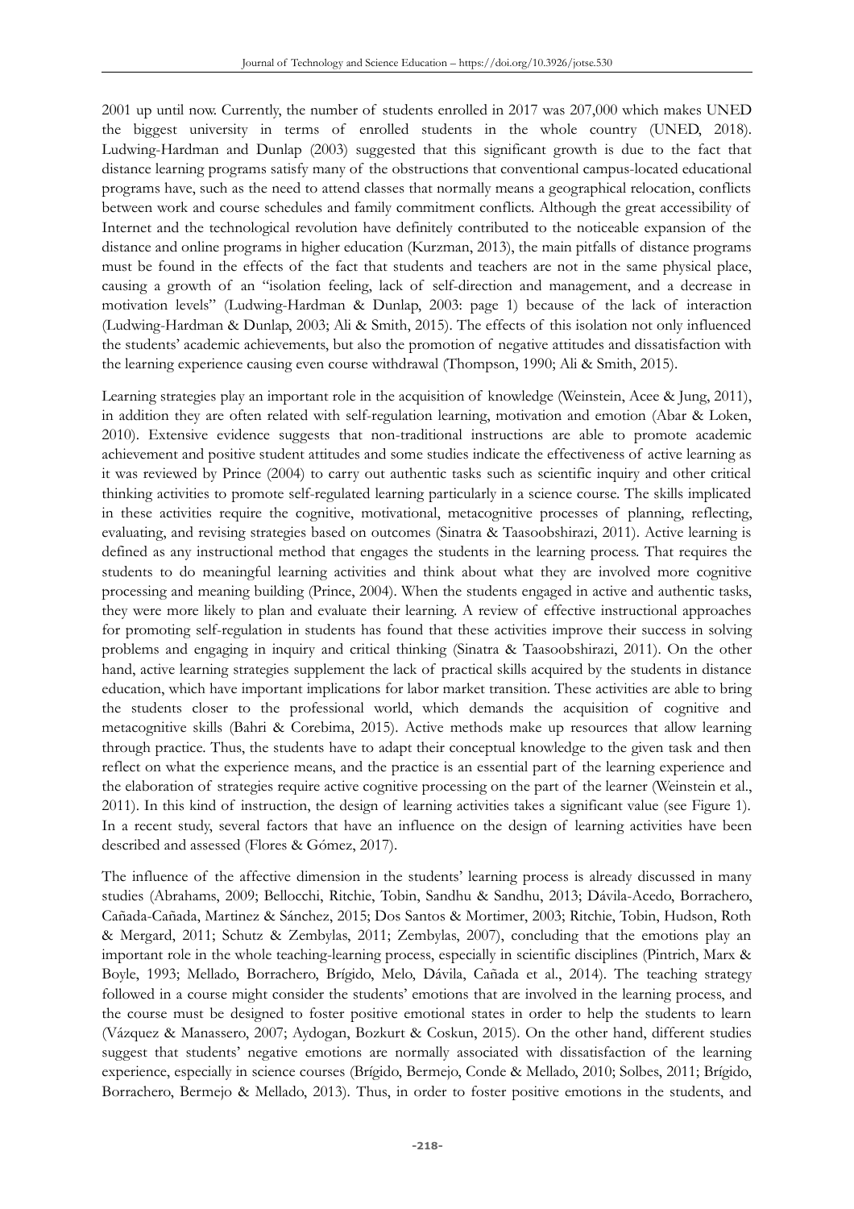2001 up until now. Currently, the number of students enrolled in 2017 was 207,000 which makes UNED the biggest university in terms of enrolled students in the whole country (UNED, 2018). Ludwing-Hardman and Dunlap (2003) suggested that this significant growth is due to the fact that distance learning programs satisfy many of the obstructions that conventional campus-located educational programs have, such as the need to attend classes that normally means a geographical relocation, conflicts between work and course schedules and family commitment conflicts. Although the great accessibility of Internet and the technological revolution have definitely contributed to the noticeable expansion of the distance and online programs in higher education (Kurzman, 2013), the main pitfalls of distance programs must be found in the effects of the fact that students and teachers are not in the same physical place, causing a growth of an "isolation feeling, lack of self-direction and management, and a decrease in motivation levels" (Ludwing-Hardman & Dunlap, 2003: page 1) because of the lack of interaction (Ludwing-Hardman & Dunlap, 2003; Ali & Smith, 2015). The effects of this isolation not only influenced the students' academic achievements, but also the promotion of negative attitudes and dissatisfaction with the learning experience causing even course withdrawal (Thompson, 1990; Ali & Smith, 2015).

Learning strategies play an important role in the acquisition of knowledge (Weinstein, Acee & Jung, 2011), in addition they are often related with self-regulation learning, motivation and emotion (Abar & Loken, 2010). Extensive evidence suggests that non-traditional instructions are able to promote academic achievement and positive student attitudes and some studies indicate the effectiveness of active learning as it was reviewed by Prince (2004) to carry out authentic tasks such as scientific inquiry and other critical thinking activities to promote self-regulated learning particularly in a science course. The skills implicated in these activities require the cognitive, motivational, metacognitive processes of planning, reflecting, evaluating, and revising strategies based on outcomes (Sinatra & Taasoobshirazi, 2011). Active learning is defined as any instructional method that engages the students in the learning process. That requires the students to do meaningful learning activities and think about what they are involved more cognitive processing and meaning building (Prince, 2004). When the students engaged in active and authentic tasks, they were more likely to plan and evaluate their learning. A review of effective instructional approaches for promoting self-regulation in students has found that these activities improve their success in solving problems and engaging in inquiry and critical thinking (Sinatra & Taasoobshirazi, 2011). On the other hand, active learning strategies supplement the lack of practical skills acquired by the students in distance education, which have important implications for labor market transition. These activities are able to bring the students closer to the professional world, which demands the acquisition of cognitive and metacognitive skills (Bahri & Corebima, 2015). Active methods make up resources that allow learning through practice. Thus, the students have to adapt their conceptual knowledge to the given task and then reflect on what the experience means, and the practice is an essential part of the learning experience and the elaboration of strategies require active cognitive processing on the part of the learner (Weinstein et al., 2011). In this kind of instruction, the design of learning activities takes a significant value (see Figure 1). In a recent study, several factors that have an influence on the design of learning activities have been described and assessed (Flores & Gómez, 2017).

The influence of the affective dimension in the students' learning process is already discussed in many studies (Abrahams, 2009; Bellocchi, Ritchie, Tobin, Sandhu & Sandhu, 2013; Dávila-Acedo, Borrachero, Cañada-Cañada, Martinez & Sánchez, 2015; Dos Santos & Mortimer, 2003; Ritchie, Tobin, Hudson, Roth & Mergard, 2011; Schutz & Zembylas, 2011; Zembylas, 2007), concluding that the emotions play an important role in the whole teaching-learning process, especially in scientific disciplines (Pintrich, Marx & Boyle, 1993; Mellado, Borrachero, Brígido, Melo, Dávila, Cañada et al., 2014). The teaching strategy followed in a course might consider the students' emotions that are involved in the learning process, and the course must be designed to foster positive emotional states in order to help the students to learn (Vázquez & Manassero, 2007; Aydogan, Bozkurt & Coskun, 2015). On the other hand, different studies suggest that students' negative emotions are normally associated with dissatisfaction of the learning experience, especially in science courses (Brígido, Bermejo, Conde & Mellado, 2010; Solbes, 2011; Brígido, Borrachero, Bermejo & Mellado, 2013). Thus, in order to foster positive emotions in the students, and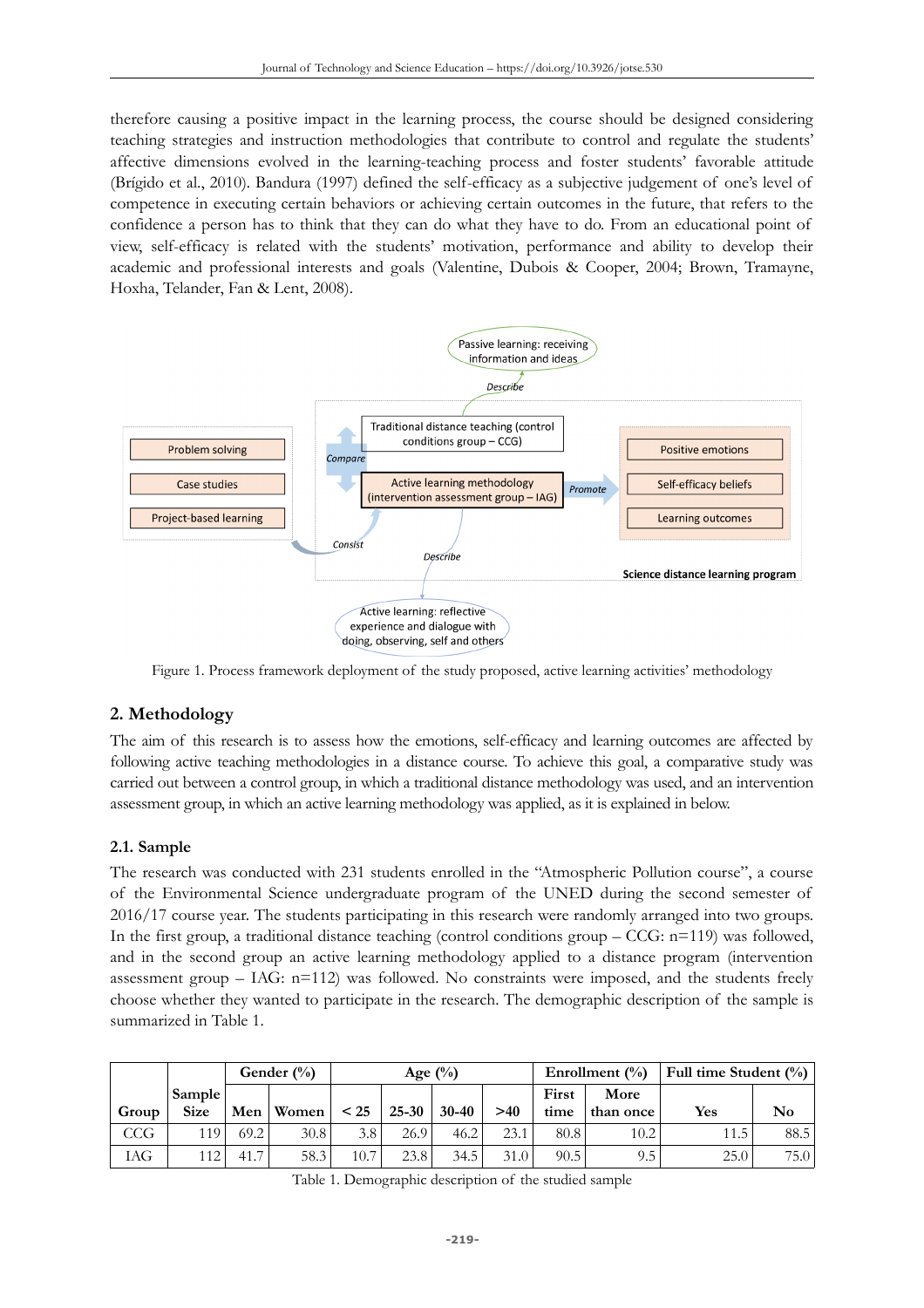therefore causing a positive impact in the learning process, the course should be designed considering teaching strategies and instruction methodologies that contribute to control and regulate the students' affective dimensions evolved in the learning-teaching process and foster students' favorable attitude (Brígido et al., 2010). Bandura (1997) defined the self-efficacy as a subjective judgement of one's level of competence in executing certain behaviors or achieving certain outcomes in the future, that refers to the confidence a person has to think that they can do what they have to do. From an educational point of view, self-efficacy is related with the students' motivation, performance and ability to develop their academic and professional interests and goals (Valentine, Dubois & Cooper, 2004; Brown, Tramayne, Hoxha, Telander, Fan & Lent, 2008).

Figure 1. Process framework deployment of the study proposed, active learning activities' methodology

## 2. Methodology

The aim of this research is to assess how the emotions, self-efficacy and learning outcomes are affected by following active teaching methodologies in a distance course. To achieve this goal, a comparative study was carried out between a control group, in which a traditional distance methodology was used, and an intervention assessment group, in which an active learning methodology was applied, as it is explained in below.

### 2.1. Sample

The research was conducted with 231 students enrolled in the "Atmospheric Pollution course", a course of the Environmental Science undergraduate program of the UNED during the second semester of 2016/17 course year. The students participating in this research were randomly arranged into two groups. In the first group, a traditional distance teaching (control conditions group – CCG: n=119) was followed, and in the second group an active learning methodology applied to a distance program (intervention assessment group – IAG: n=112) was followed. No constraints were imposed, and the students freely choose whether they wanted to participate in the research. The demographic description of the sample is summarized in Table 1.

| Group | Sample Size | Gender (%) | | Age (%) | | | | Enrollment (%) | | Full time Student (%) | |
|---|---|---|---|---|---|---|---|---|---|---|---|
| | | Men | Women | < 25 | 25-30 | 30-40 | >40 | First time | More than once | Yes | No |
| CCG | 119 | 69.2 | 30.8 | 3.8 | 26.9 | 46.2 | 23.1 | 80.8 | 10.2 | 11.5 | 88.5 |
| IAG | 112 | 41.7 | 58.3 | 10.7 | 23.8 | 34.5 | 31.0 | 90.5 | 9.5 | 25.0 | 75.0 |

Table 1. Demographic description of the studied sample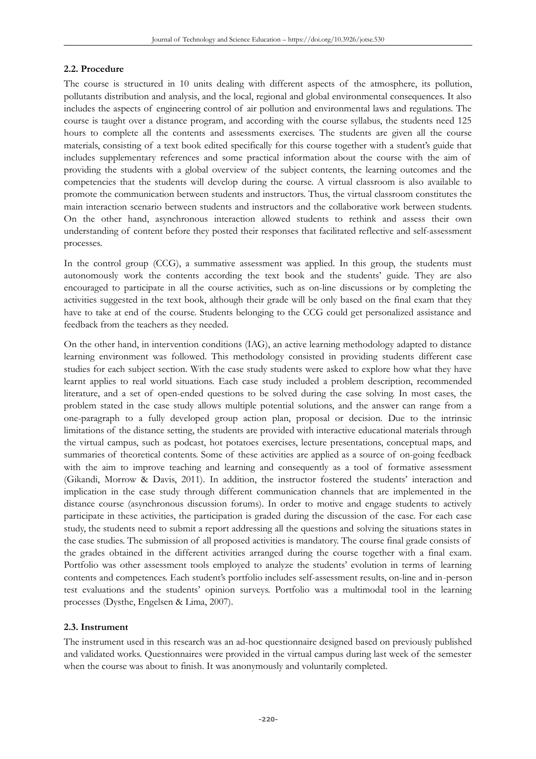### 2.2. Procedure

The course is structured in 10 units dealing with different aspects of the atmosphere, its pollution, pollutants distribution and analysis, and the local, regional and global environmental consequences. It also includes the aspects of engineering control of air pollution and environmental laws and regulations. The course is taught over a distance program, and according with the course syllabus, the students need 125 hours to complete all the contents and assessments exercises. The students are given all the course materials, consisting of a text book edited specifically for this course together with a student's guide that includes supplementary references and some practical information about the course with the aim of providing the students with a global overview of the subject contents, the learning outcomes and the competencies that the students will develop during the course. A virtual classroom is also available to promote the communication between students and instructors. Thus, the virtual classroom constitutes the main interaction scenario between students and instructors and the collaborative work between students. On the other hand, asynchronous interaction allowed students to rethink and assess their own understanding of content before they posted their responses that facilitated reflective and self-assessment processes.

In the control group (CCG), a summative assessment was applied. In this group, the students must autonomously work the contents according the text book and the students' guide. They are also encouraged to participate in all the course activities, such as on-line discussions or by completing the activities suggested in the text book, although their grade will be only based on the final exam that they have to take at end of the course. Students belonging to the CCG could get personalized assistance and feedback from the teachers as they needed.

On the other hand, in intervention conditions (IAG), an active learning methodology adapted to distance learning environment was followed. This methodology consisted in providing students different case studies for each subject section. With the case study students were asked to explore how what they have learnt applies to real world situations. Each case study included a problem description, recommended literature, and a set of open-ended questions to be solved during the case solving. In most cases, the problem stated in the case study allows multiple potential solutions, and the answer can range from a one-paragraph to a fully developed group action plan, proposal or decision. Due to the intrinsic limitations of the distance setting, the students are provided with interactive educational materials through the virtual campus, such as podcast, hot potatoes exercises, lecture presentations, conceptual maps, and summaries of theoretical contents. Some of these activities are applied as a source of on-going feedback with the aim to improve teaching and learning and consequently as a tool of formative assessment (Gikandi, Morrow & Davis, 2011). In addition, the instructor fostered the students' interaction and implication in the case study through different communication channels that are implemented in the distance course (asynchronous discussion forums). In order to motive and engage students to actively participate in these activities, the participation is graded during the discussion of the case. For each case study, the students need to submit a report addressing all the questions and solving the situations states in the case studies. The submission of all proposed activities is mandatory. The course final grade consists of the grades obtained in the different activities arranged during the course together with a final exam. Portfolio was other assessment tools employed to analyze the students' evolution in terms of learning contents and competences. Each student's portfolio includes self-assessment results, on-line and in-person test evaluations and the students' opinion surveys. Portfolio was a multimodal tool in the learning processes (Dysthe, Engelsen & Lima, 2007).

### 2.3. Instrument

The instrument used in this research was an ad-hoc questionnaire designed based on previously published and validated works. Questionnaires were provided in the virtual campus during last week of the semester when the course was about to finish. It was anonymously and voluntarily completed.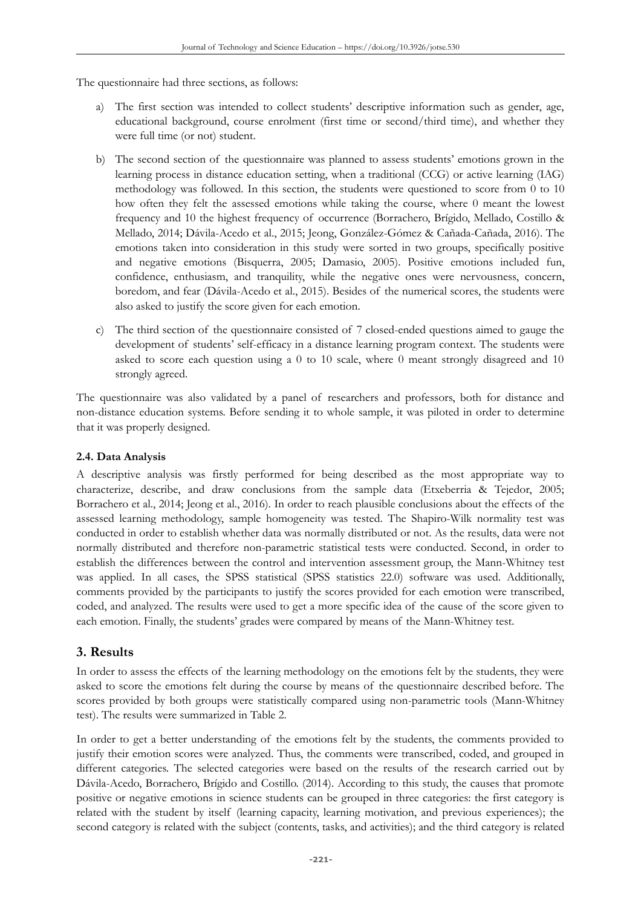The questionnaire had three sections, as follows:

a) The first section was intended to collect students' descriptive information such as gender, age, educational background, course enrolment (first time or second/third time), and whether they were full time (or not) student.

b) The second section of the questionnaire was planned to assess students' emotions grown in the learning process in distance education setting, when a traditional (CCG) or active learning (IAG) methodology was followed. In this section, the students were questioned to score from 0 to 10 how often they felt the assessed emotions while taking the course, where 0 meant the lowest frequency and 10 the highest frequency of occurrence (Borrachero, Brígido, Mellado, Costillo & Mellado, 2014; Dávila-Acedo et al., 2015; Jeong, González-Gómez & Cañada-Cañada, 2016). The emotions taken into consideration in this study were sorted in two groups, specifically positive and negative emotions (Bisquerra, 2005; Damasio, 2005). Positive emotions included fun, confidence, enthusiasm, and tranquility, while the negative ones were nervousness, concern, boredom, and fear (Dávila-Acedo et al., 2015). Besides of the numerical scores, the students were also asked to justify the score given for each emotion.

c) The third section of the questionnaire consisted of 7 closed-ended questions aimed to gauge the development of students' self-efficacy in a distance learning program context. The students were asked to score each question using a 0 to 10 scale, where 0 meant strongly disagreed and 10 strongly agreed.

The questionnaire was also validated by a panel of researchers and professors, both for distance and non-distance education systems. Before sending it to whole sample, it was piloted in order to determine that it was properly designed.

### 2.4. Data Analysis

A descriptive analysis was firstly performed for being described as the most appropriate way to characterize, describe, and draw conclusions from the sample data (Etxeberria & Tejedor, 2005; Borrachero et al., 2014; Jeong et al., 2016). In order to reach plausible conclusions about the effects of the assessed learning methodology, sample homogeneity was tested. The Shapiro-Wilk normality test was conducted in order to establish whether data was normally distributed or not. As the results, data were not normally distributed and therefore non-parametric statistical tests were conducted. Second, in order to establish the differences between the control and intervention assessment group, the Mann-Whitney test was applied. In all cases, the SPSS statistical (SPSS statistics 22.0) software was used. Additionally, comments provided by the participants to justify the scores provided for each emotion were transcribed, coded, and analyzed. The results were used to get a more specific idea of the cause of the score given to each emotion. Finally, the students' grades were compared by means of the Mann-Whitney test.

## 3. Results

In order to assess the effects of the learning methodology on the emotions felt by the students, they were asked to score the emotions felt during the course by means of the questionnaire described before. The scores provided by both groups were statistically compared using non-parametric tools (Mann-Whitney test). The results were summarized in Table 2.

In order to get a better understanding of the emotions felt by the students, the comments provided to justify their emotion scores were analyzed. Thus, the comments were transcribed, coded, and grouped in different categories. The selected categories were based on the results of the research carried out by Dávila-Acedo, Borrachero, Brígido and Costillo. (2014). According to this study, the causes that promote positive or negative emotions in science students can be grouped in three categories: the first category is related with the student by itself (learning capacity, learning motivation, and previous experiences); the second category is related with the subject (contents, tasks, and activities); and the third category is related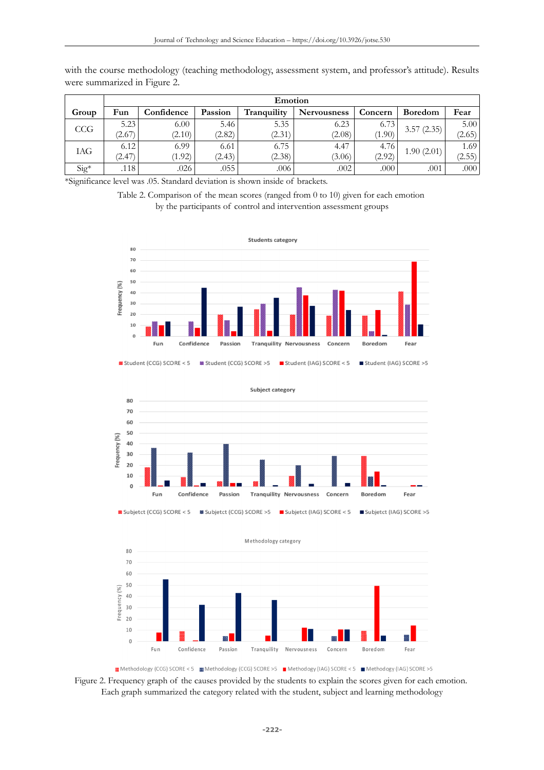with the course methodology (teaching methodology, assessment system, and professor's attitude). Results were summarized in Figure 2.

| Group | Emotion | | | | | | | |
|---|---|---|---|---|---|---|---|---|
| | Fun | Confidence | Passion | Tranquility | Nervousness | Concern | Boredom | Fear |
| CCG | 5.23 (2.67) | 6.00 (2.10) | 5.46 (2.82) | 5.35 (2.31) | 6.23 (2.08) | 6.73 (1.90) | 3.57 (2.35) | 5.00 (2.65) |
| IAG | 6.12 (2.47) | 6.99 (1.92) | 6.61 (2.43) | 6.75 (2.38) | 4.47 (3.06) | 4.76 (2.92) | 1.90 (2.01) | 1.69 (2.55) |
| Sig* | .118 | .026 | .055 | .006 | .002 | .000 | .001 | .000 |

*Significance level was .05. Standard deviation is shown inside of brackets.

Table 2. Comparison of the mean scores (ranged from 0 to 10) given for each emotion by the participants of control and intervention assessment groups

Figure 2. Frequency graph of the causes provided by the students to explain the scores given for each emotion. Each graph summarized the category related with the student, subject and learning methodology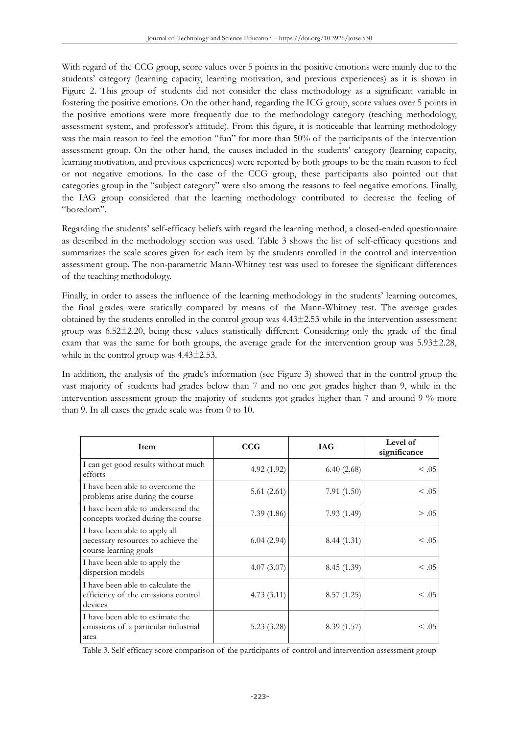With regard of the CCG group, score values over 5 points in the positive emotions were mainly due to the students' category (learning capacity, learning motivation, and previous experiences) as it is shown in Figure 2. This group of students did not consider the class methodology as a significant variable in fostering the positive emotions. On the other hand, regarding the ICG group, score values over 5 points in the positive emotions were more frequently due to the methodology category (teaching methodology, assessment system, and professor's attitude). From this figure, it is noticeable that learning methodology was the main reason to feel the emotion "fun" for more than 50% of the participants of the intervention assessment group. On the other hand, the causes included in the students' category (learning capacity, learning motivation, and previous experiences) were reported by both groups to be the main reason to feel or not negative emotions. In the case of the CCG group, these participants also pointed out that categories group in the "subject category" were also among the reasons to feel negative emotions. Finally, the IAG group considered that the learning methodology contributed to decrease the feeling of "boredom".

Regarding the students' self-efficacy beliefs with regard the learning method, a closed-ended questionnaire as described in the methodology section was used. Table 3 shows the list of self-efficacy questions and summarizes the scale scores given for each item by the students enrolled in the control and intervention assessment group. The non-parametric Mann-Whitney test was used to foresee the significant differences of the teaching methodology.

Finally, in order to assess the influence of the learning methodology in the students' learning outcomes, the final grades were statically compared by means of the Mann-Whitney test. The average grades obtained by the students enrolled in the control group was 4.43±2.53 while in the intervention assessment group was 6.52±2.20, being these values statistically different. Considering only the grade of the final exam that was the same for both groups, the average grade for the intervention group was 5.93±2.28, while in the control group was 4.43±2.53.

In addition, the analysis of the grade's information (see Figure 3) showed that in the control group the vast majority of students had grades below than 7 and no one got grades higher than 9, while in the intervention assessment group the majority of students got grades higher than 7 and around 9 % more than 9. In all cases the grade scale was from 0 to 10.

| Item | CCG | IAG | Level of significance |
|---|---|---|---|
| I can get good results without much efforts | 4.92 (1.92) | 6.40 (2.68) | < .05 |
| I have been able to overcome the problems arise during the course | 5.61 (2.61) | 7.91 (1.50) | < .05 |
| I have been able to understand the concepts worked during the course | 7.39 (1.86) | 7.93 (1.49) | > .05 |
| I have been able to apply all necessary resources to achieve the course learning goals | 6.04 (2.94) | 8.44 (1.31) | < .05 |
| I have been able to apply the dispersion models | 4.07 (3.07) | 8.45 (1.39) | < .05 |
| I have been able to calculate the efficiency of the emissions control devices | 4.73 (3.11) | 8.57 (1.25) | < .05 |
| I have been able to estimate the emissions of a particular industrial area | 5.23 (3.28) | 8.39 (1.57) | < .05 |

Table 3. Self-efficacy score comparison of the participants of control and intervention assessment group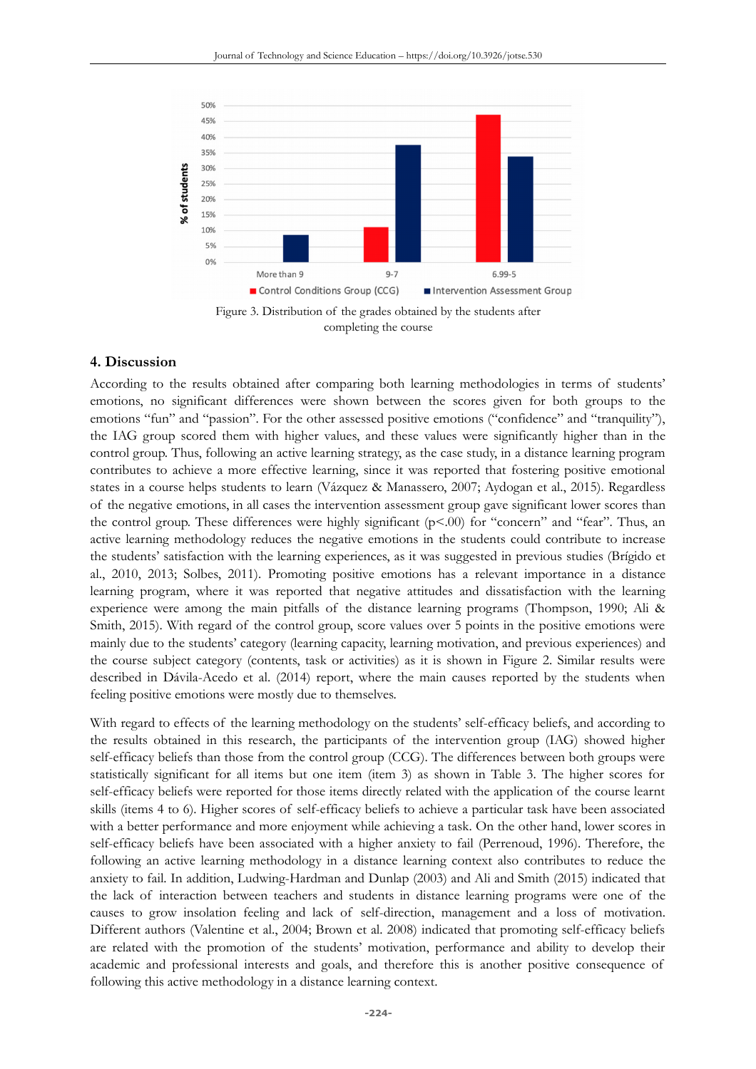Figure 3. Distribution of the grades obtained by the students after completing the course

## 4. Discussion

According to the results obtained after comparing both learning methodologies in terms of students' emotions, no significant differences were shown between the scores given for both groups to the emotions "fun" and "passion". For the other assessed positive emotions ("confidence" and "tranquility"), the IAG group scored them with higher values, and these values were significantly higher than in the control group. Thus, following an active learning strategy, as the case study, in a distance learning program contributes to achieve a more effective learning, since it was reported that fostering positive emotional states in a course helps students to learn (Vázquez & Manassero, 2007; Aydogan et al., 2015). Regardless of the negative emotions, in all cases the intervention assessment group gave significant lower scores than the control group. These differences were highly significant ($p<.00$) for "concern" and "fear". Thus, an active learning methodology reduces the negative emotions in the students could contribute to increase the students' satisfaction with the learning experiences, as it was suggested in previous studies (Brígido et al., 2010, 2013; Solbes, 2011). Promoting positive emotions has a relevant importance in a distance learning program, where it was reported that negative attitudes and dissatisfaction with the learning experience were among the main pitfalls of the distance learning programs (Thompson, 1990; Ali & Smith, 2015). With regard of the control group, score values over 5 points in the positive emotions were mainly due to the students' category (learning capacity, learning motivation, and previous experiences) and the course subject category (contents, task or activities) as it is shown in Figure 2. Similar results were described in Dávila-Acedo et al. (2014) report, where the main causes reported by the students when feeling positive emotions were mostly due to themselves.

With regard to effects of the learning methodology on the students' self-efficacy beliefs, and according to the results obtained in this research, the participants of the intervention group (IAG) showed higher self-efficacy beliefs than those from the control group (CCG). The differences between both groups were statistically significant for all items but one item (item 3) as shown in Table 3. The higher scores for self-efficacy beliefs were reported for those items directly related with the application of the course learnt skills (items 4 to 6). Higher scores of self-efficacy beliefs to achieve a particular task have been associated with a better performance and more enjoyment while achieving a task. On the other hand, lower scores in self-efficacy beliefs have been associated with a higher anxiety to fail (Perrenoud, 1996). Therefore, the following an active learning methodology in a distance learning context also contributes to reduce the anxiety to fail. In addition, Ludwing-Hardman and Dunlap (2003) and Ali and Smith (2015) indicated that the lack of interaction between teachers and students in distance learning programs were one of the causes to grow insolation feeling and lack of self-direction, management and a loss of motivation. Different authors (Valentine et al., 2004; Brown et al. 2008) indicated that promoting self-efficacy beliefs are related with the promotion of the students' motivation, performance and ability to develop their academic and professional interests and goals, and therefore this is another positive consequence of following this active methodology in a distance learning context.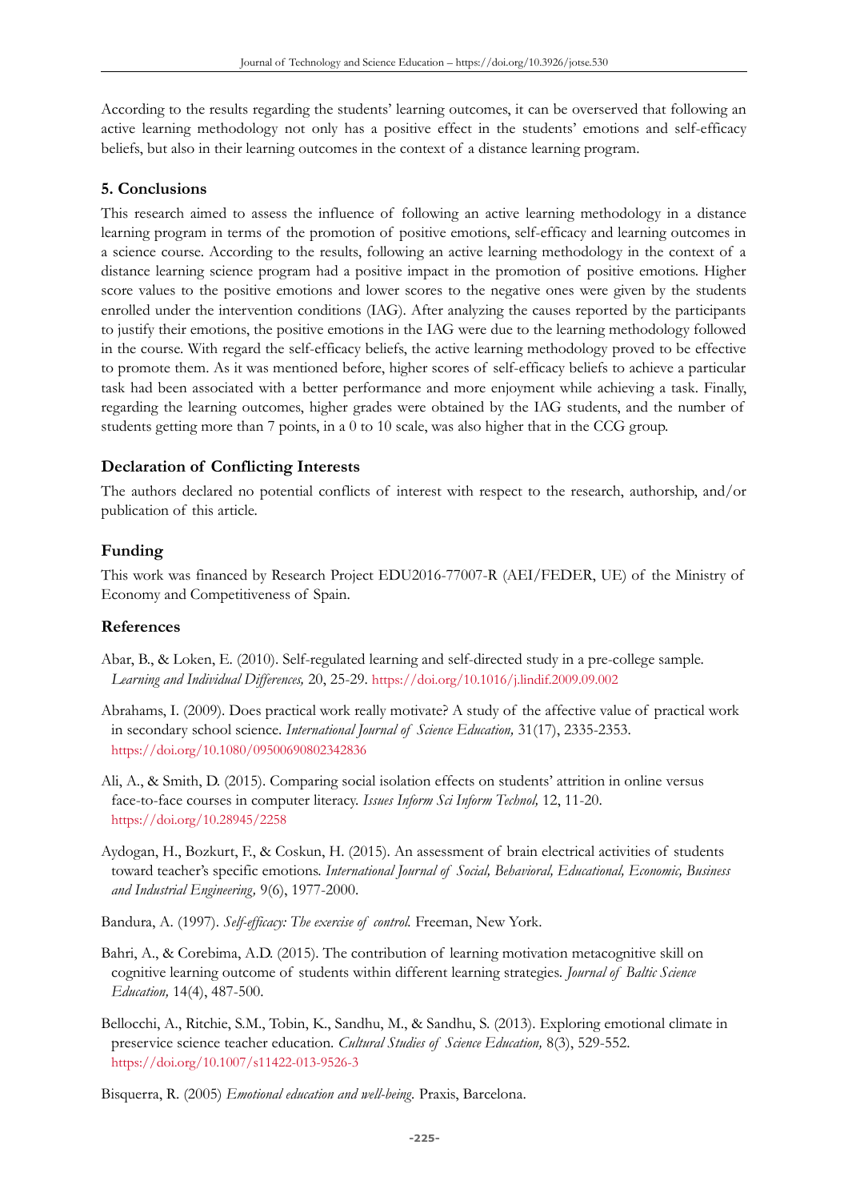According to the results regarding the students' learning outcomes, it can be overserved that following an active learning methodology not only has a positive effect in the students' emotions and self-efficacy beliefs, but also in their learning outcomes in the context of a distance learning program.

## 5. Conclusions

This research aimed to assess the influence of following an active learning methodology in a distance learning program in terms of the promotion of positive emotions, self-efficacy and learning outcomes in a science course. According to the results, following an active learning methodology in the context of a distance learning science program had a positive impact in the promotion of positive emotions. Higher score values to the positive emotions and lower scores to the negative ones were given by the students enrolled under the intervention conditions (IAG). After analyzing the causes reported by the participants to justify their emotions, the positive emotions in the IAG were due to the learning methodology followed in the course. With regard the self-efficacy beliefs, the active learning methodology proved to be effective to promote them. As it was mentioned before, higher scores of self-efficacy beliefs to achieve a particular task had been associated with a better performance and more enjoyment while achieving a task. Finally, regarding the learning outcomes, higher grades were obtained by the IAG students, and the number of students getting more than 7 points, in a 0 to 10 scale, was also higher that in the CCG group.

## Declaration of Conflicting Interests

The authors declared no potential conflicts of interest with respect to the research, authorship, and/or publication of this article.

## Funding

This work was financed by Research Project EDU2016-77007-R (AEI/FEDER, UE) of the Ministry of Economy and Competitiveness of Spain.

## References

Abar, B., & Loken, E. (2010). Self-regulated learning and self-directed study in a pre-college sample. *Learning and Individual Differences,* 20, 25-29. https://doi.org/10.1016/j.lindif.2009.09.002

Abrahams, I. (2009). Does practical work really motivate? A study of the affective value of practical work in secondary school science. *International Journal of Science Education,* 31(17), 2335-2353. https://doi.org/10.1080/09500690802342836

Ali, A., & Smith, D. (2015). Comparing social isolation effects on students' attrition in online versus face-to-face courses in computer literacy. *Issues Inform Sci Inform Technol,* 12, 11-20. https://doi.org/10.28945/2258

Aydogan, H., Bozkurt, F., & Coskun, H. (2015). An assessment of brain electrical activities of students toward teacher's specific emotions. *International Journal of Social, Behavioral, Educational, Economic, Business and Industrial Engineering,* 9(6), 1977-2000.

Bandura, A. (1997). *Self-efficacy: The exercise of control.* Freeman, New York.

Bahri, A., & Corebima, A.D. (2015). The contribution of learning motivation metacognitive skill on cognitive learning outcome of students within different learning strategies. *Journal of Baltic Science Education,* 14(4), 487-500.

Bellocchi, A., Ritchie, S.M., Tobin, K., Sandhu, M., & Sandhu, S. (2013). Exploring emotional climate in preservice science teacher education. *Cultural Studies of Science Education,* 8(3), 529-552. https://doi.org/10.1007/s11422-013-9526-3

Bisquerra, R. (2005) *Emotional education and well-being.* Praxis, Barcelona.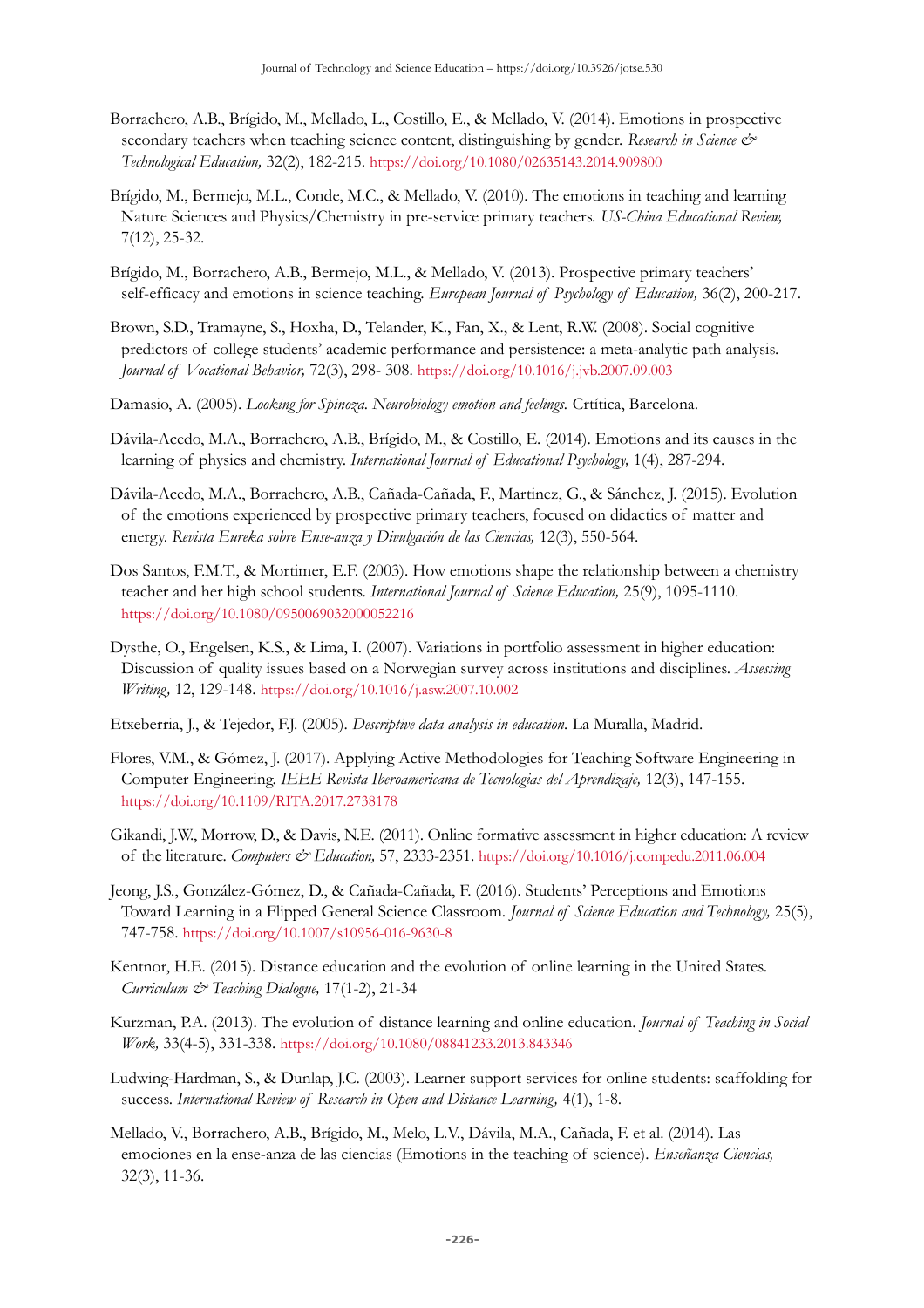Borrachero, A.B., Brígido, M., Mellado, L., Costillo, E., & Mellado, V. (2014). Emotions in prospective secondary teachers when teaching science content, distinguishing by gender. *Research in Science & Technological Education,* 32(2), 182-215. https://doi.org/10.1080/02635143.2014.909800

Brígido, M., Bermejo, M.L., Conde, M.C., & Mellado, V. (2010). The emotions in teaching and learning Nature Sciences and Physics/Chemistry in pre-service primary teachers. *US-China Educational Review,* 7(12), 25-32.

Brígido, M., Borrachero, A.B., Bermejo, M.L., & Mellado, V. (2013). Prospective primary teachers' self-efficacy and emotions in science teaching. *European Journal of Psychology of Education,* 36(2), 200-217.

Brown, S.D., Tramayne, S., Hoxha, D., Telander, K., Fan, X., & Lent, R.W. (2008). Social cognitive predictors of college students' academic performance and persistence: a meta-analytic path analysis. *Journal of Vocational Behavior,* 72(3), 298- 308. https://doi.org/10.1016/j.jvb.2007.09.003

Damasio, A. (2005). *Looking for Spinoza. Neurobiology emotion and feelings.* Crtítica, Barcelona.

Dávila-Acedo, M.A., Borrachero, A.B., Brígido, M., & Costillo, E. (2014). Emotions and its causes in the learning of physics and chemistry. *International Journal of Educational Psychology,* 1(4), 287-294.

Dávila-Acedo, M.A., Borrachero, A.B., Cañada-Cañada, F., Martinez, G., & Sánchez, J. (2015). Evolution of the emotions experienced by prospective primary teachers, focused on didactics of matter and energy. *Revista Eureka sobre Ense-anza y Divulgación de las Ciencias,* 12(3), 550-564.

Dos Santos, F.M.T., & Mortimer, E.F. (2003). How emotions shape the relationship between a chemistry teacher and her high school students. *International Journal of Science Education,* 25(9), 1095-1110. https://doi.org/10.1080/0950069032000052216

Dysthe, O., Engelsen, K.S., & Lima, I. (2007). Variations in portfolio assessment in higher education: Discussion of quality issues based on a Norwegian survey across institutions and disciplines. *Assessing Writing,* 12, 129-148. https://doi.org/10.1016/j.asw.2007.10.002

Etxeberria, J., & Tejedor, F.J. (2005). *Descriptive data analysis in education.* La Muralla, Madrid.

Flores, V.M., & Gómez, J. (2017). Applying Active Methodologies for Teaching Software Engineering in Computer Engineering. *IEEE Revista Iberoamericana de Tecnologias del Aprendizaje,* 12(3), 147-155. https://doi.org/10.1109/RITA.2017.2738178

Gikandi, J.W., Morrow, D., & Davis, N.E. (2011). Online formative assessment in higher education: A review of the literature. *Computers & Education,* 57, 2333-2351. https://doi.org/10.1016/j.compedu.2011.06.004

Jeong, J.S., González-Gómez, D., & Cañada-Cañada, F. (2016). Students' Perceptions and Emotions Toward Learning in a Flipped General Science Classroom. *Journal of Science Education and Technology,* 25(5), 747-758. https://doi.org/10.1007/s10956-016-9630-8

Kentnor, H.E. (2015). Distance education and the evolution of online learning in the United States. *Curriculum & Teaching Dialogue,* 17(1-2), 21-34

Kurzman, P.A. (2013). The evolution of distance learning and online education. *Journal of Teaching in Social Work,* 33(4-5), 331-338. https://doi.org/10.1080/08841233.2013.843346

Ludwing-Hardman, S., & Dunlap, J.C. (2003). Learner support services for online students: scaffolding for success. *International Review of Research in Open and Distance Learning,* 4(1), 1-8.

Mellado, V., Borrachero, A.B., Brígido, M., Melo, L.V., Dávila, M.A., Cañada, F. et al. (2014). Las emociones en la ense-anza de las ciencias (Emotions in the teaching of science). *Enseñanza Ciencias,* 32(3), 11-36.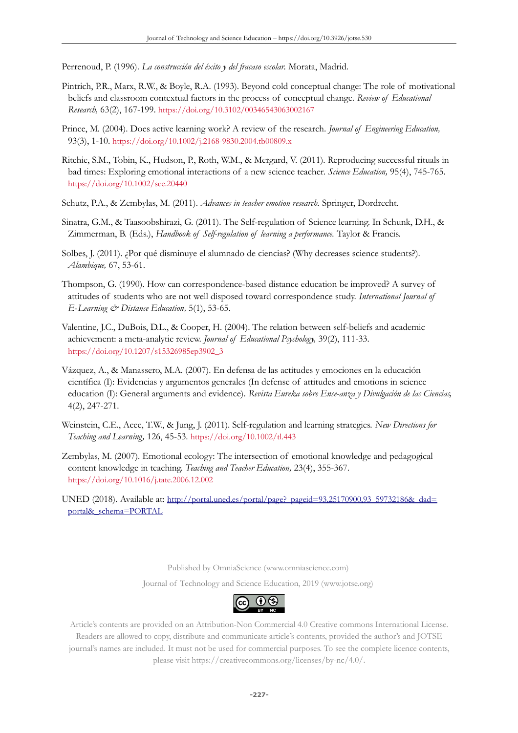Perrenoud, P. (1996). *La construcción del éxito y del fracaso escolar.* Morata, Madrid.

Pintrich, P.R., Marx, R.W., & Boyle, R.A. (1993). Beyond cold conceptual change: The role of motivational beliefs and classroom contextual factors in the process of conceptual change. *Review of Educational Research,* 63(2), 167-199. https://doi.org/10.3102/00346543063002167

Prince, M. (2004). Does active learning work? A review of the research. *Journal of Engineering Education,* 93(3), 1-10. https://doi.org/10.1002/j.2168-9830.2004.tb00809.x

Ritchie, S.M., Tobin, K., Hudson, P., Roth, W.M., & Mergard, V. (2011). Reproducing successful rituals in bad times: Exploring emotional interactions of a new science teacher. *Science Education,* 95(4), 745-765. https://doi.org/10.1002/sce.20440

Schutz, P.A., & Zembylas, M. (2011). *Advances in teacher emotion research.* Springer, Dordrecht.

Sinatra, G.M., & Taasoobshirazi, G. (2011). The Self-regulation of Science learning. In Schunk, D.H., & Zimmerman, B. (Eds.), *Handbook of Self-regulation of learning a performance.* Taylor & Francis.

Solbes, J. (2011). ¿Por qué disminuye el alumnado de ciencias? (Why decreases science students?). *Alambique,* 67, 53-61.

Thompson, G. (1990). How can correspondence-based distance education be improved? A survey of attitudes of students who are not well disposed toward correspondence study. *International Journal of E-Learning & Distance Education,* 5(1), 53-65.

Valentine, J.C., DuBois, D.L., & Cooper, H. (2004). The relation between self-beliefs and academic achievement: a meta-analytic review. *Journal of Educational Psychology,* 39(2), 111-33. https://doi.org/10.1207/s15326985ep3902_3

Vázquez, A., & Manassero, M.A. (2007). En defensa de las actitudes y emociones en la educación científica (I): Evidencias y argumentos generales (In defense of attitudes and emotions in science education (I): General arguments and evidence). *Revista Eureka sobre Ense-anza y Divulgación de las Ciencias,* 4(2), 247-271.

Weinstein, C.E., Acee, T.W., & Jung, J. (2011). Self-regulation and learning strategies. *New Directions for Teaching and Learning,* 126, 45-53. https://doi.org/10.1002/tl.443

Zembylas, M. (2007). Emotional ecology: The intersection of emotional knowledge and pedagogical content knowledge in teaching. *Teaching and Teacher Education,* 23(4), 355-367. https://doi.org/10.1016/j.tate.2006.12.002

UNED (2018). Available at: http://portal.uned.es/portal/page?_pageid=93,25170900,93_59732186&_dad=portal&_schema=PORTAL

Published by OmniaScience (www.omniascience.com)

Journal of Technology and Science Education, 2019 (www.jotse.org)

Article's contents are provided on an Attribution-Non Commercial 4.0 Creative commons International License. Readers are allowed to copy, distribute and communicate article's contents, provided the author's and JOTSE journal's names are included. It must not be used for commercial purposes. To see the complete licence contents, please visit https://creativecommons.org/licenses/by-nc/4.0/.